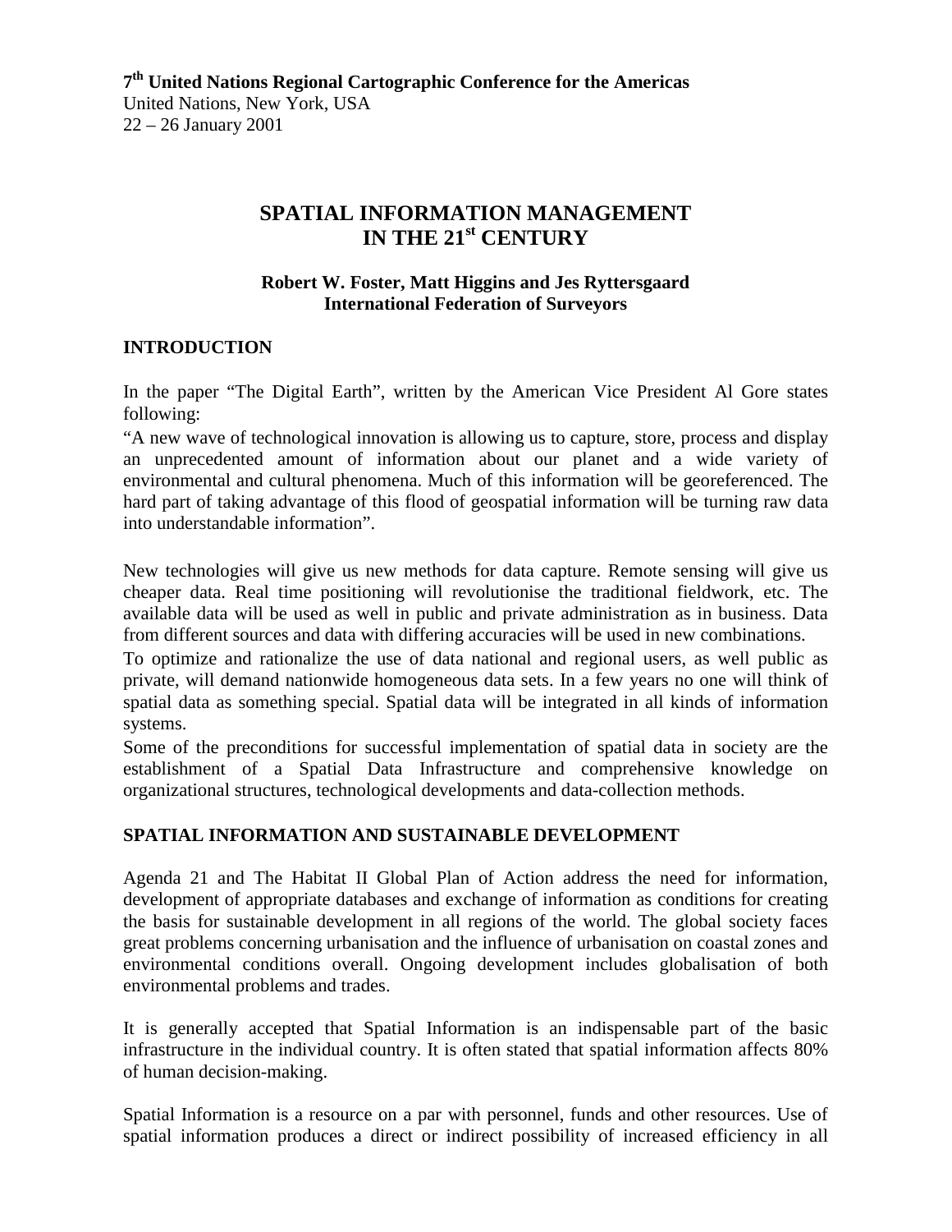**7th United Nations Regional Cartographic Conference for the Americas**
United Nations, New York, USA
22 – 26 January 2001

# SPATIAL INFORMATION MANAGEMENT IN THE 21st CENTURY

**Robert W. Foster, Matt Higgins and Jes Ryttersgaard**
**International Federation of Surveyors**

## INTRODUCTION

In the paper "The Digital Earth", written by the American Vice President Al Gore states following:
"A new wave of technological innovation is allowing us to capture, store, process and display an unprecedented amount of information about our planet and a wide variety of environmental and cultural phenomena. Much of this information will be georeferenced. The hard part of taking advantage of this flood of geospatial information will be turning raw data into understandable information".

New technologies will give us new methods for data capture. Remote sensing will give us cheaper data. Real time positioning will revolutionise the traditional fieldwork, etc. The available data will be used as well in public and private administration as in business. Data from different sources and data with differing accuracies will be used in new combinations.
To optimize and rationalize the use of data national and regional users, as well public as private, will demand nationwide homogeneous data sets. In a few years no one will think of spatial data as something special. Spatial data will be integrated in all kinds of information systems.
Some of the preconditions for successful implementation of spatial data in society are the establishment of a Spatial Data Infrastructure and comprehensive knowledge on organizational structures, technological developments and data-collection methods.

## SPATIAL INFORMATION AND SUSTAINABLE DEVELOPMENT

Agenda 21 and The Habitat II Global Plan of Action address the need for information, development of appropriate databases and exchange of information as conditions for creating the basis for sustainable development in all regions of the world. The global society faces great problems concerning urbanisation and the influence of urbanisation on coastal zones and environmental conditions overall. Ongoing development includes globalisation of both environmental problems and trades.

It is generally accepted that Spatial Information is an indispensable part of the basic infrastructure in the individual country. It is often stated that spatial information affects 80% of human decision-making.

Spatial Information is a resource on a par with personnel, funds and other resources. Use of spatial information produces a direct or indirect possibility of increased efficiency in all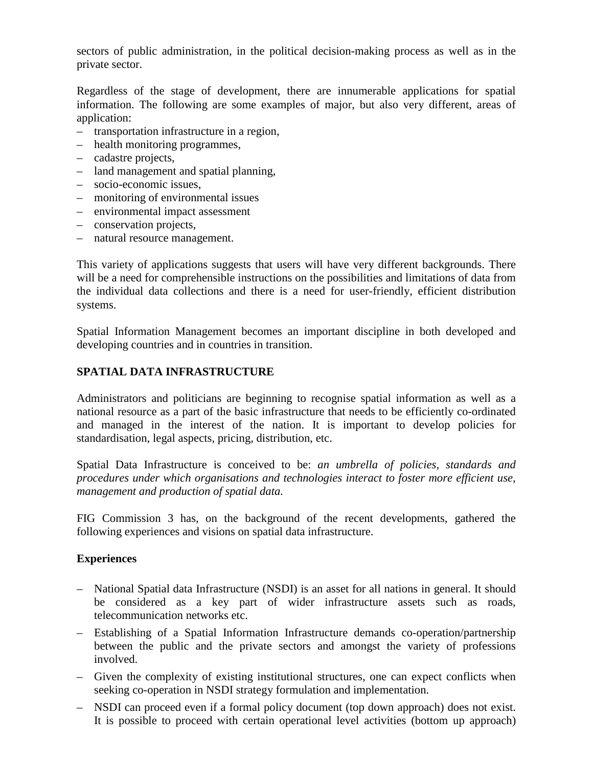sectors of public administration, in the political decision-making process as well as in the private sector.

Regardless of the stage of development, there are innumerable applications for spatial information. The following are some examples of major, but also very different, areas of application:

- transportation infrastructure in a region,
- health monitoring programmes,
- cadastre projects,
- land management and spatial planning,
- socio-economic issues,
- monitoring of environmental issues
- environmental impact assessment
- conservation projects,
- natural resource management.

This variety of applications suggests that users will have very different backgrounds. There will be a need for comprehensible instructions on the possibilities and limitations of data from the individual data collections and there is a need for user-friendly, efficient distribution systems.

Spatial Information Management becomes an important discipline in both developed and developing countries and in countries in transition.

## SPATIAL DATA INFRASTRUCTURE

Administrators and politicians are beginning to recognise spatial information as well as a national resource as a part of the basic infrastructure that needs to be efficiently co-ordinated and managed in the interest of the nation. It is important to develop policies for standardisation, legal aspects, pricing, distribution, etc.

Spatial Data Infrastructure is conceived to be: *an umbrella of policies, standards and procedures under which organisations and technologies interact to foster more efficient use, management and production of spatial data.*

FIG Commission 3 has, on the background of the recent developments, gathered the following experiences and visions on spatial data infrastructure.

### Experiences

- National Spatial data Infrastructure (NSDI) is an asset for all nations in general. It should be considered as a key part of wider infrastructure assets such as roads, telecommunication networks etc.
- Establishing of a Spatial Information Infrastructure demands co-operation/partnership between the public and the private sectors and amongst the variety of professions involved.
- Given the complexity of existing institutional structures, one can expect conflicts when seeking co-operation in NSDI strategy formulation and implementation.
- NSDI can proceed even if a formal policy document (top down approach) does not exist. It is possible to proceed with certain operational level activities (bottom up approach)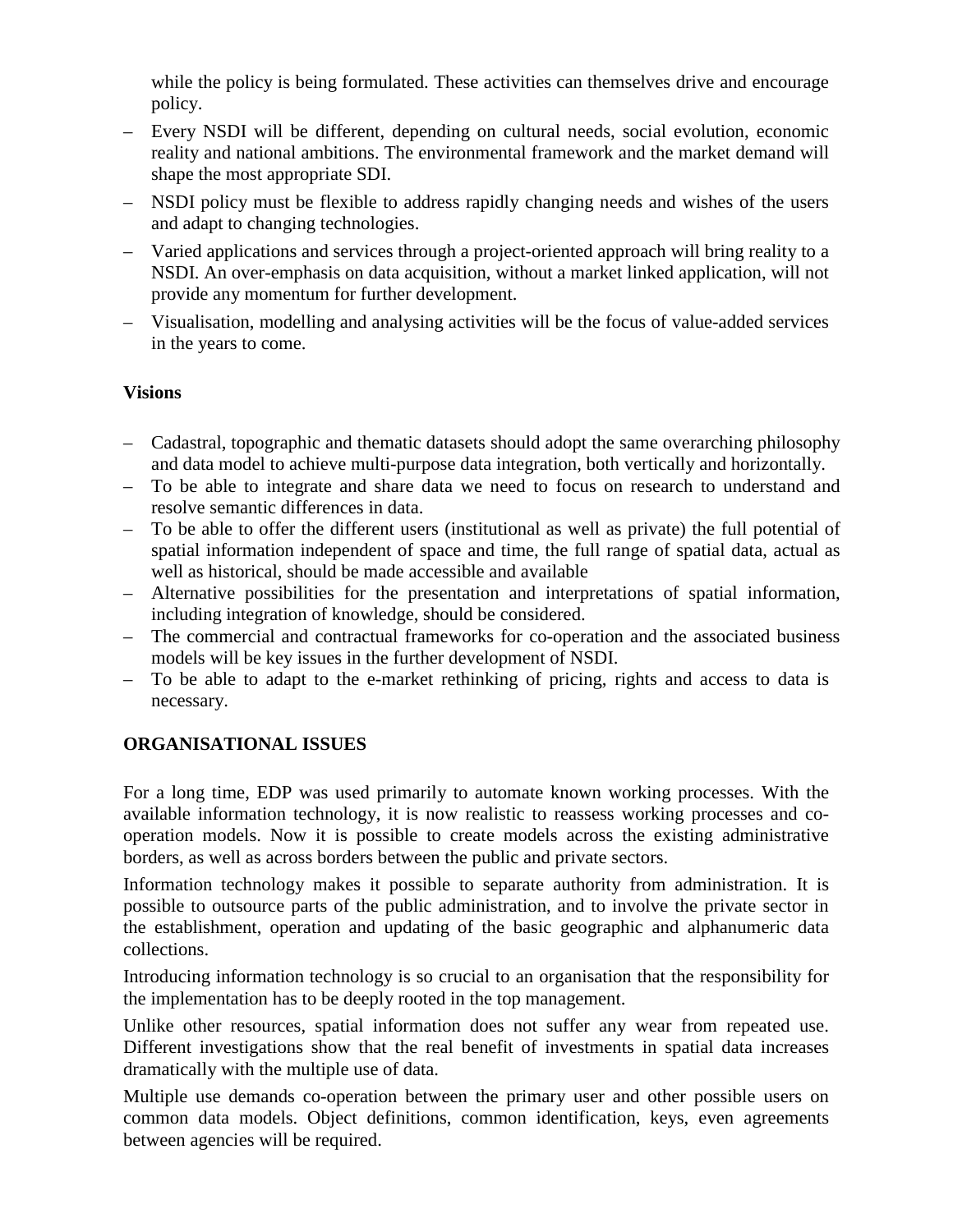while the policy is being formulated. These activities can themselves drive and encourage policy.

- Every NSDI will be different, depending on cultural needs, social evolution, economic reality and national ambitions. The environmental framework and the market demand will shape the most appropriate SDI.
- NSDI policy must be flexible to address rapidly changing needs and wishes of the users and adapt to changing technologies.
- Varied applications and services through a project-oriented approach will bring reality to a NSDI. An over-emphasis on data acquisition, without a market linked application, will not provide any momentum for further development.
- Visualisation, modelling and analysing activities will be the focus of value-added services in the years to come.

**Visions**

- Cadastral, topographic and thematic datasets should adopt the same overarching philosophy and data model to achieve multi-purpose data integration, both vertically and horizontally.
- To be able to integrate and share data we need to focus on research to understand and resolve semantic differences in data.
- To be able to offer the different users (institutional as well as private) the full potential of spatial information independent of space and time, the full range of spatial data, actual as well as historical, should be made accessible and available
- Alternative possibilities for the presentation and interpretations of spatial information, including integration of knowledge, should be considered.
- The commercial and contractual frameworks for co-operation and the associated business models will be key issues in the further development of NSDI.
- To be able to adapt to the e-market rethinking of pricing, rights and access to data is necessary.

## ORGANISATIONAL ISSUES

For a long time, EDP was used primarily to automate known working processes. With the available information technology, it is now realistic to reassess working processes and co-operation models. Now it is possible to create models across the existing administrative borders, as well as across borders between the public and private sectors.

Information technology makes it possible to separate authority from administration. It is possible to outsource parts of the public administration, and to involve the private sector in the establishment, operation and updating of the basic geographic and alphanumeric data collections.

Introducing information technology is so crucial to an organisation that the responsibility for the implementation has to be deeply rooted in the top management.

Unlike other resources, spatial information does not suffer any wear from repeated use. Different investigations show that the real benefit of investments in spatial data increases dramatically with the multiple use of data.

Multiple use demands co-operation between the primary user and other possible users on common data models. Object definitions, common identification, keys, even agreements between agencies will be required.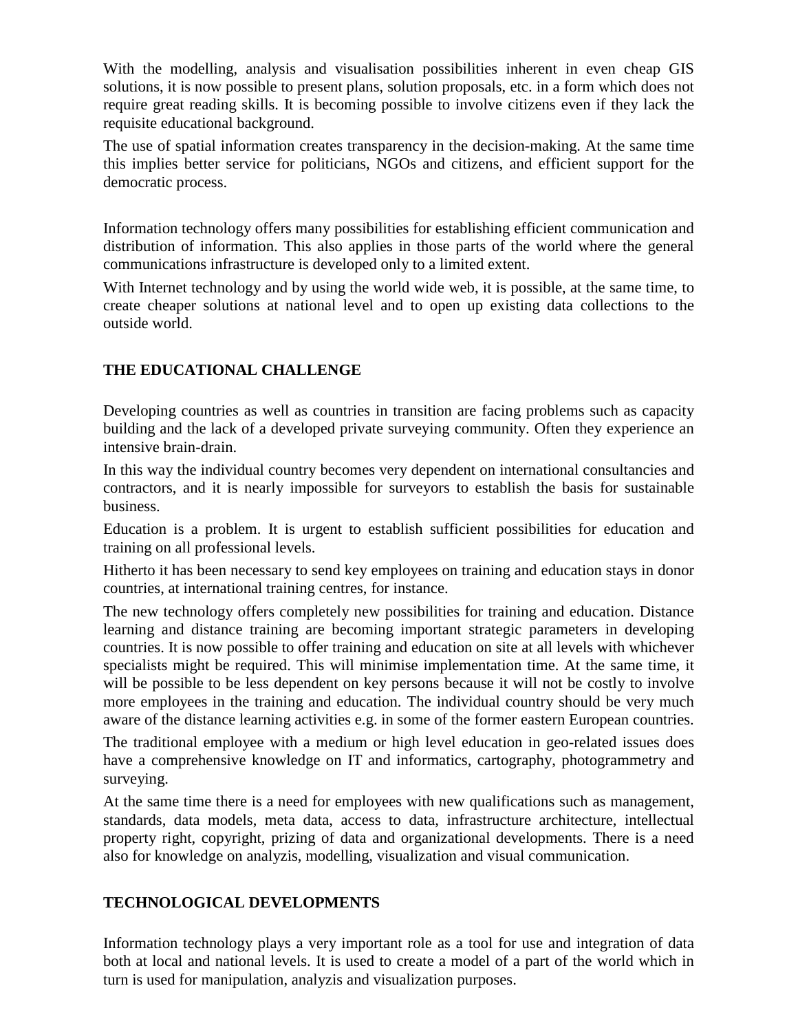With the modelling, analysis and visualisation possibilities inherent in even cheap GIS solutions, it is now possible to present plans, solution proposals, etc. in a form which does not require great reading skills. It is becoming possible to involve citizens even if they lack the requisite educational background.

The use of spatial information creates transparency in the decision-making. At the same time this implies better service for politicians, NGOs and citizens, and efficient support for the democratic process.

Information technology offers many possibilities for establishing efficient communication and distribution of information. This also applies in those parts of the world where the general communications infrastructure is developed only to a limited extent.

With Internet technology and by using the world wide web, it is possible, at the same time, to create cheaper solutions at national level and to open up existing data collections to the outside world.

## THE EDUCATIONAL CHALLENGE

Developing countries as well as countries in transition are facing problems such as capacity building and the lack of a developed private surveying community. Often they experience an intensive brain-drain.

In this way the individual country becomes very dependent on international consultancies and contractors, and it is nearly impossible for surveyors to establish the basis for sustainable business.

Education is a problem. It is urgent to establish sufficient possibilities for education and training on all professional levels.

Hitherto it has been necessary to send key employees on training and education stays in donor countries, at international training centres, for instance.

The new technology offers completely new possibilities for training and education. Distance learning and distance training are becoming important strategic parameters in developing countries. It is now possible to offer training and education on site at all levels with whichever specialists might be required. This will minimise implementation time. At the same time, it will be possible to be less dependent on key persons because it will not be costly to involve more employees in the training and education. The individual country should be very much aware of the distance learning activities e.g. in some of the former eastern European countries.

The traditional employee with a medium or high level education in geo-related issues does have a comprehensive knowledge on IT and informatics, cartography, photogrammetry and surveying.

At the same time there is a need for employees with new qualifications such as management, standards, data models, meta data, access to data, infrastructure architecture, intellectual property right, copyright, prizing of data and organizational developments. There is a need also for knowledge on analyzis, modelling, visualization and visual communication.

## TECHNOLOGICAL DEVELOPMENTS

Information technology plays a very important role as a tool for use and integration of data both at local and national levels. It is used to create a model of a part of the world which in turn is used for manipulation, analyzis and visualization purposes.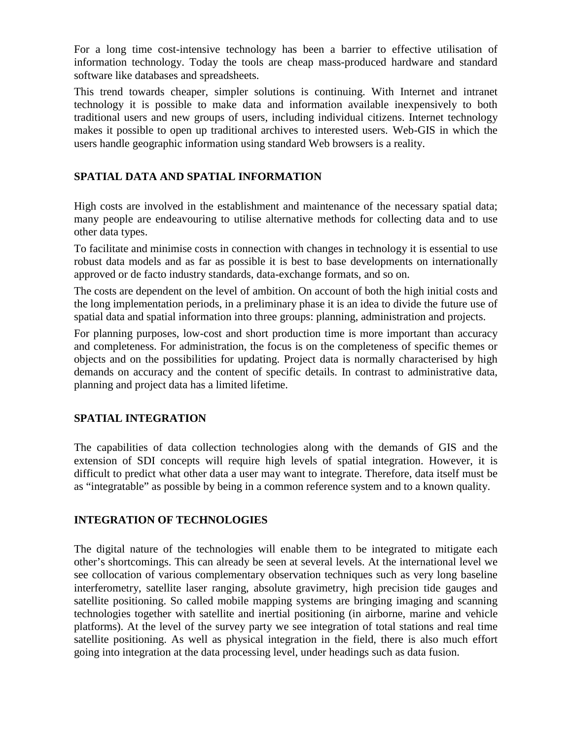For a long time cost-intensive technology has been a barrier to effective utilisation of information technology. Today the tools are cheap mass-produced hardware and standard software like databases and spreadsheets.

This trend towards cheaper, simpler solutions is continuing. With Internet and intranet technology it is possible to make data and information available inexpensively to both traditional users and new groups of users, including individual citizens. Internet technology makes it possible to open up traditional archives to interested users. Web-GIS in which the users handle geographic information using standard Web browsers is a reality.

## SPATIAL DATA AND SPATIAL INFORMATION

High costs are involved in the establishment and maintenance of the necessary spatial data; many people are endeavouring to utilise alternative methods for collecting data and to use other data types.

To facilitate and minimise costs in connection with changes in technology it is essential to use robust data models and as far as possible it is best to base developments on internationally approved or de facto industry standards, data-exchange formats, and so on.

The costs are dependent on the level of ambition. On account of both the high initial costs and the long implementation periods, in a preliminary phase it is an idea to divide the future use of spatial data and spatial information into three groups: planning, administration and projects.

For planning purposes, low-cost and short production time is more important than accuracy and completeness. For administration, the focus is on the completeness of specific themes or objects and on the possibilities for updating. Project data is normally characterised by high demands on accuracy and the content of specific details. In contrast to administrative data, planning and project data has a limited lifetime.

## SPATIAL INTEGRATION

The capabilities of data collection technologies along with the demands of GIS and the extension of SDI concepts will require high levels of spatial integration. However, it is difficult to predict what other data a user may want to integrate. Therefore, data itself must be as "integratable" as possible by being in a common reference system and to a known quality.

## INTEGRATION OF TECHNOLOGIES

The digital nature of the technologies will enable them to be integrated to mitigate each other's shortcomings. This can already be seen at several levels. At the international level we see collocation of various complementary observation techniques such as very long baseline interferometry, satellite laser ranging, absolute gravimetry, high precision tide gauges and satellite positioning. So called mobile mapping systems are bringing imaging and scanning technologies together with satellite and inertial positioning (in airborne, marine and vehicle platforms). At the level of the survey party we see integration of total stations and real time satellite positioning. As well as physical integration in the field, there is also much effort going into integration at the data processing level, under headings such as data fusion.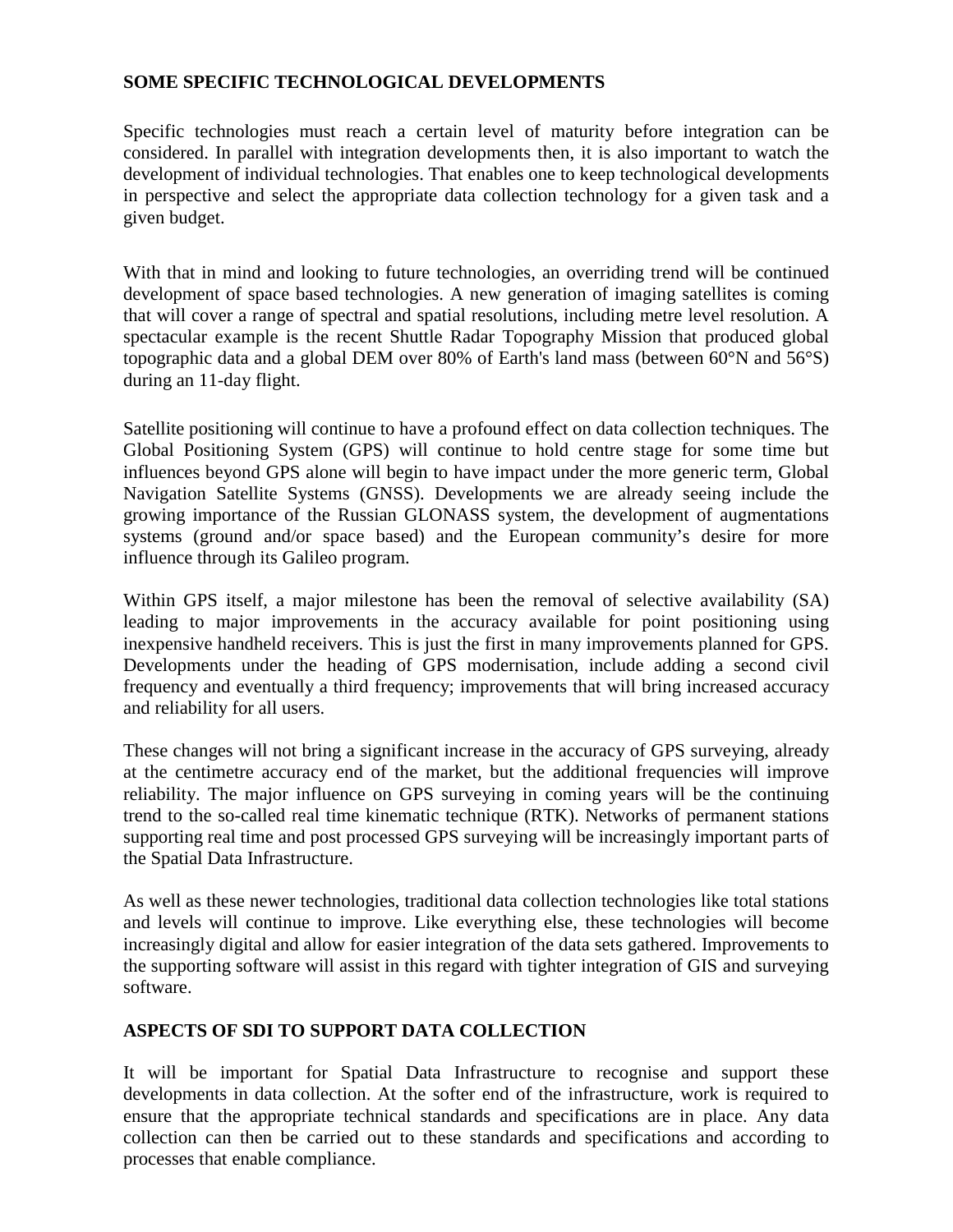## SOME SPECIFIC TECHNOLOGICAL DEVELOPMENTS

Specific technologies must reach a certain level of maturity before integration can be considered. In parallel with integration developments then, it is also important to watch the development of individual technologies. That enables one to keep technological developments in perspective and select the appropriate data collection technology for a given task and a given budget.

With that in mind and looking to future technologies, an overriding trend will be continued development of space based technologies. A new generation of imaging satellites is coming that will cover a range of spectral and spatial resolutions, including metre level resolution. A spectacular example is the recent Shuttle Radar Topography Mission that produced global topographic data and a global DEM over 80% of Earth's land mass (between 60°N and 56°S) during an 11-day flight.

Satellite positioning will continue to have a profound effect on data collection techniques. The Global Positioning System (GPS) will continue to hold centre stage for some time but influences beyond GPS alone will begin to have impact under the more generic term, Global Navigation Satellite Systems (GNSS). Developments we are already seeing include the growing importance of the Russian GLONASS system, the development of augmentations systems (ground and/or space based) and the European community's desire for more influence through its Galileo program.

Within GPS itself, a major milestone has been the removal of selective availability (SA) leading to major improvements in the accuracy available for point positioning using inexpensive handheld receivers. This is just the first in many improvements planned for GPS. Developments under the heading of GPS modernisation, include adding a second civil frequency and eventually a third frequency; improvements that will bring increased accuracy and reliability for all users.

These changes will not bring a significant increase in the accuracy of GPS surveying, already at the centimetre accuracy end of the market, but the additional frequencies will improve reliability. The major influence on GPS surveying in coming years will be the continuing trend to the so-called real time kinematic technique (RTK). Networks of permanent stations supporting real time and post processed GPS surveying will be increasingly important parts of the Spatial Data Infrastructure.

As well as these newer technologies, traditional data collection technologies like total stations and levels will continue to improve. Like everything else, these technologies will become increasingly digital and allow for easier integration of the data sets gathered. Improvements to the supporting software will assist in this regard with tighter integration of GIS and surveying software.

## ASPECTS OF SDI TO SUPPORT DATA COLLECTION

It will be important for Spatial Data Infrastructure to recognise and support these developments in data collection. At the softer end of the infrastructure, work is required to ensure that the appropriate technical standards and specifications are in place. Any data collection can then be carried out to these standards and specifications and according to processes that enable compliance.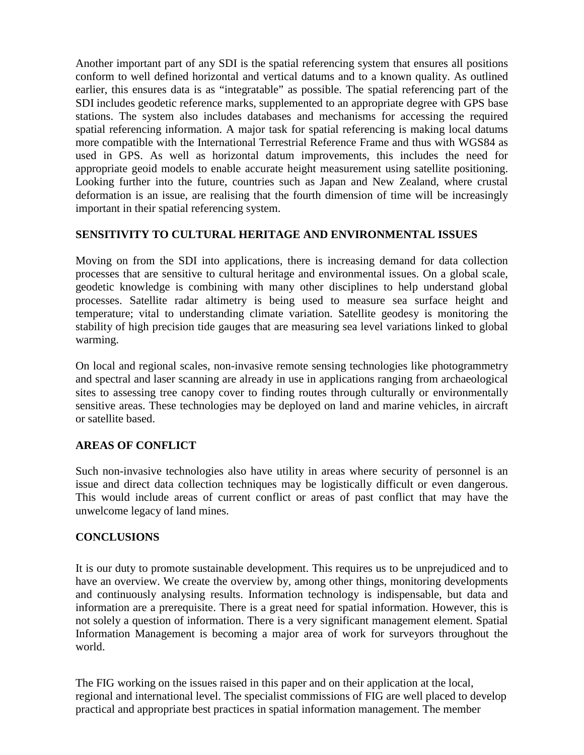Another important part of any SDI is the spatial referencing system that ensures all positions conform to well defined horizontal and vertical datums and to a known quality. As outlined earlier, this ensures data is as "integratable" as possible. The spatial referencing part of the SDI includes geodetic reference marks, supplemented to an appropriate degree with GPS base stations. The system also includes databases and mechanisms for accessing the required spatial referencing information. A major task for spatial referencing is making local datums more compatible with the International Terrestrial Reference Frame and thus with WGS84 as used in GPS. As well as horizontal datum improvements, this includes the need for appropriate geoid models to enable accurate height measurement using satellite positioning. Looking further into the future, countries such as Japan and New Zealand, where crustal deformation is an issue, are realising that the fourth dimension of time will be increasingly important in their spatial referencing system.

## SENSITIVITY TO CULTURAL HERITAGE AND ENVIRONMENTAL ISSUES

Moving on from the SDI into applications, there is increasing demand for data collection processes that are sensitive to cultural heritage and environmental issues. On a global scale, geodetic knowledge is combining with many other disciplines to help understand global processes. Satellite radar altimetry is being used to measure sea surface height and temperature; vital to understanding climate variation. Satellite geodesy is monitoring the stability of high precision tide gauges that are measuring sea level variations linked to global warming.

On local and regional scales, non-invasive remote sensing technologies like photogrammetry and spectral and laser scanning are already in use in applications ranging from archaeological sites to assessing tree canopy cover to finding routes through culturally or environmentally sensitive areas. These technologies may be deployed on land and marine vehicles, in aircraft or satellite based.

## AREAS OF CONFLICT

Such non-invasive technologies also have utility in areas where security of personnel is an issue and direct data collection techniques may be logistically difficult or even dangerous. This would include areas of current conflict or areas of past conflict that may have the unwelcome legacy of land mines.

## CONCLUSIONS

It is our duty to promote sustainable development. This requires us to be unprejudiced and to have an overview. We create the overview by, among other things, monitoring developments and continuously analysing results. Information technology is indispensable, but data and information are a prerequisite. There is a great need for spatial information. However, this is not solely a question of information. There is a very significant management element. Spatial Information Management is becoming a major area of work for surveyors throughout the world.

The FIG working on the issues raised in this paper and on their application at the local, regional and international level. The specialist commissions of FIG are well placed to develop practical and appropriate best practices in spatial information management. The member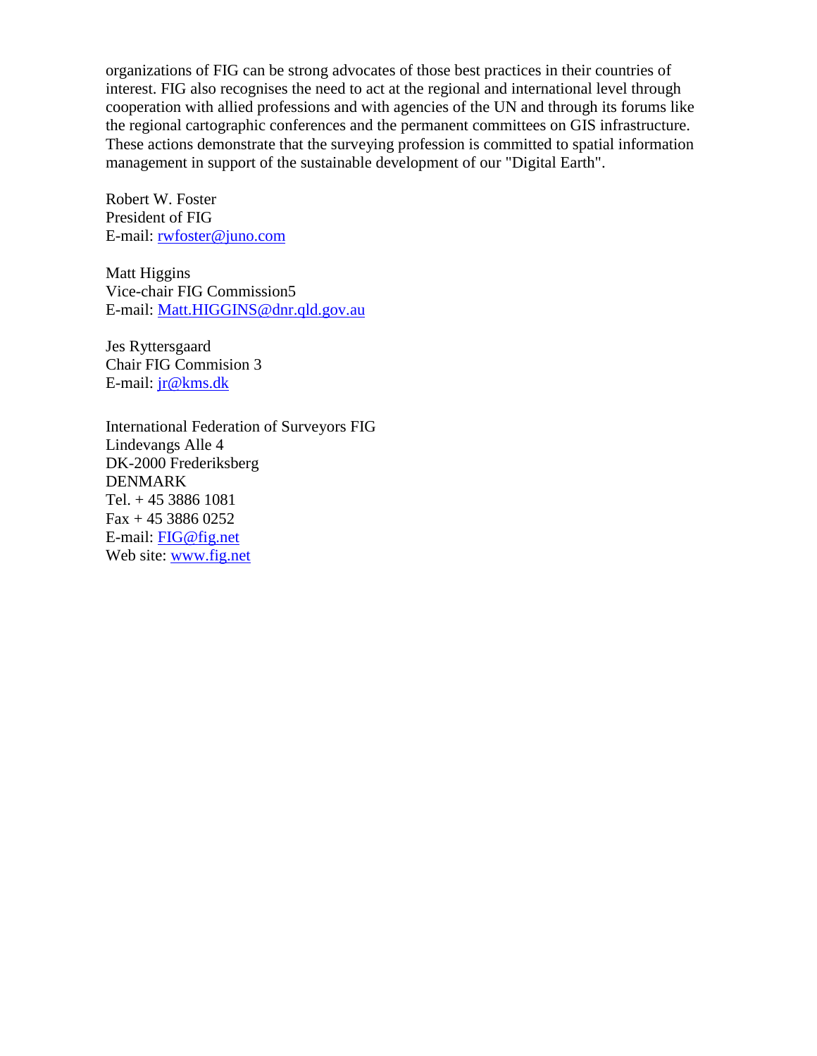organizations of FIG can be strong advocates of those best practices in their countries of interest. FIG also recognises the need to act at the regional and international level through cooperation with allied professions and with agencies of the UN and through its forums like the regional cartographic conferences and the permanent committees on GIS infrastructure. These actions demonstrate that the surveying profession is committed to spatial information management in support of the sustainable development of our "Digital Earth".

Robert W. Foster  
President of FIG  
E-mail: rwfoster@juno.com

Matt Higgins  
Vice-chair FIG Commission5  
E-mail: Matt.HIGGINS@dnr.qld.gov.au

Jes Ryttersgaard  
Chair FIG Commision 3  
E-mail: jr@kms.dk

International Federation of Surveyors FIG  
Lindevangs Alle 4  
DK-2000 Frederiksberg  
DENMARK  
Tel. + 45 3886 1081  
Fax + 45 3886 0252  
E-mail: FIG@fig.net  
Web site: www.fig.net